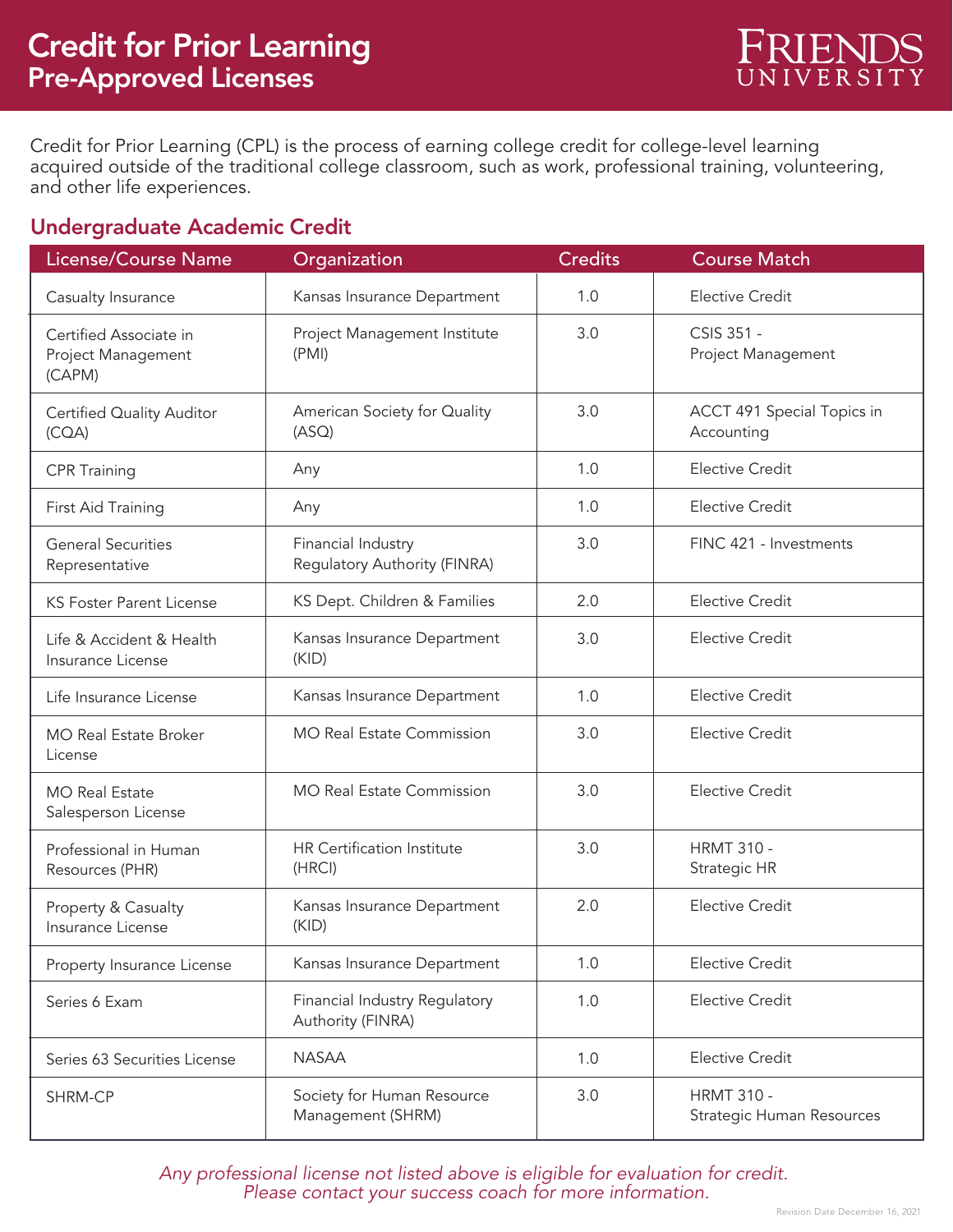# Credit for Prior Learning
## Pre-Approved Licenses

Friends University

Credit for Prior Learning (CPL) is the process of earning college credit for college-level learning acquired outside of the traditional college classroom, such as work, professional training, volunteering, and other life experiences.

## Undergraduate Academic Credit

| License/Course Name | Organization | Credits | Course Match |
|---|---|---|---|
| Casualty Insurance | Kansas Insurance Department | 1.0 | Elective Credit |
| Certified Associate in Project Management (CAPM) | Project Management Institute (PMI) | 3.0 | CSIS 351 - Project Management |
| Certified Quality Auditor (CQA) | American Society for Quality (ASQ) | 3.0 | ACCT 491 Special Topics in Accounting |
| CPR Training | Any | 1.0 | Elective Credit |
| First Aid Training | Any | 1.0 | Elective Credit |
| General Securities Representative | Financial Industry Regulatory Authority (FINRA) | 3.0 | FINC 421 - Investments |
| KS Foster Parent License | KS Dept. Children & Families | 2.0 | Elective Credit |
| Life & Accident & Health Insurance License | Kansas Insurance Department (KID) | 3.0 | Elective Credit |
| Life Insurance License | Kansas Insurance Department | 1.0 | Elective Credit |
| MO Real Estate Broker License | MO Real Estate Commission | 3.0 | Elective Credit |
| MO Real Estate Salesperson License | MO Real Estate Commission | 3.0 | Elective Credit |
| Professional in Human Resources (PHR) | HR Certification Institute (HRCI) | 3.0 | HRMT 310 - Strategic HR |
| Property & Casualty Insurance License | Kansas Insurance Department (KID) | 2.0 | Elective Credit |
| Property Insurance License | Kansas Insurance Department | 1.0 | Elective Credit |
| Series 6 Exam | Financial Industry Regulatory Authority (FINRA) | 1.0 | Elective Credit |
| Series 63 Securities License | NASAA | 1.0 | Elective Credit |
| SHRM-CP | Society for Human Resource Management (SHRM) | 3.0 | HRMT 310 - Strategic Human Resources |

*Any professional license not listed above is eligible for evaluation for credit. Please contact your success coach for more information.*

Revision Date December 16, 2021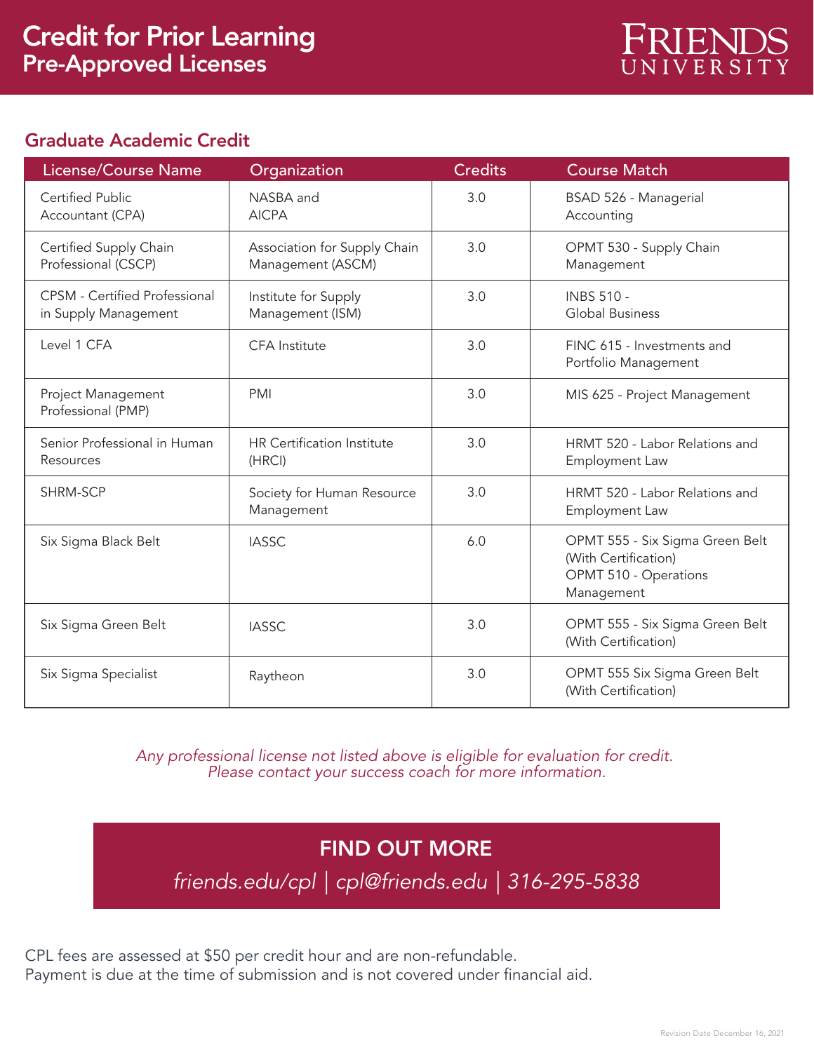# Credit for Prior Learning
## Pre-Approved Licenses

FRIENDS UNIVERSITY

### Graduate Academic Credit

| License/Course Name | Organization | Credits | Course Match |
|---|---|---|---|
| Certified Public Accountant (CPA) | NASBA and AICPA | 3.0 | BSAD 526 - Managerial Accounting |
| Certified Supply Chain Professional (CSCP) | Association for Supply Chain Management (ASCM) | 3.0 | OPMT 530 - Supply Chain Management |
| CPSM - Certified Professional in Supply Management | Institute for Supply Management (ISM) | 3.0 | INBS 510 - Global Business |
| Level 1 CFA | CFA Institute | 3.0 | FINC 615 - Investments and Portfolio Management |
| Project Management Professional (PMP) | PMI | 3.0 | MIS 625 - Project Management |
| Senior Professional in Human Resources | HR Certification Institute (HRCI) | 3.0 | HRMT 520 - Labor Relations and Employment Law |
| SHRM-SCP | Society for Human Resource Management | 3.0 | HRMT 520 - Labor Relations and Employment Law |
| Six Sigma Black Belt | IASSC | 6.0 | OPMT 555 - Six Sigma Green Belt (With Certification) OPMT 510 - Operations Management |
| Six Sigma Green Belt | IASSC | 3.0 | OPMT 555 - Six Sigma Green Belt (With Certification) |
| Six Sigma Specialist | Raytheon | 3.0 | OPMT 555 Six Sigma Green Belt (With Certification) |

*Any professional license not listed above is eligible for evaluation for credit.*
*Please contact your success coach for more information.*

**FIND OUT MORE**

*friends.edu/cpl | cpl@friends.edu | 316-295-5838*

CPL fees are assessed at $50 per credit hour and are non-refundable.
Payment is due at the time of submission and is not covered under financial aid.

Revision Date December 16, 2021